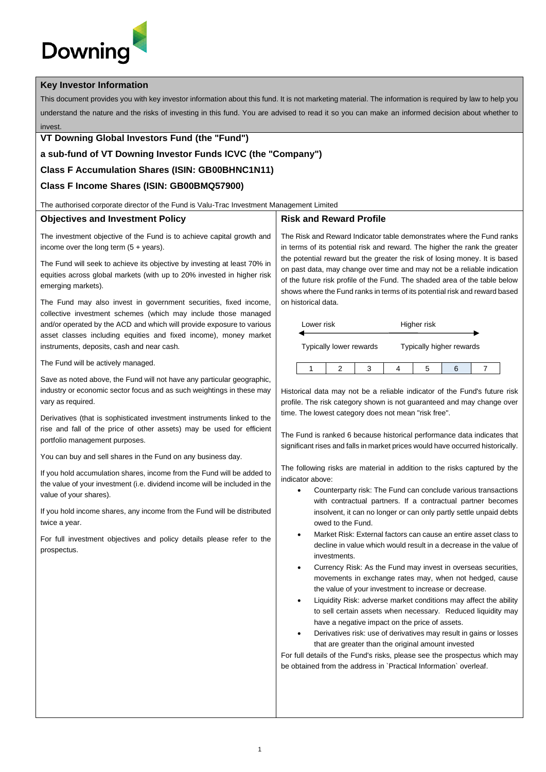Downing

## Key Investor Information

This document provides you with key investor information about this fund. It is not marketing material. The information is required by law to help you understand the nature and the risks of investing in this fund. You are advised to read it so you can make an informed decision about whether to invest.

**VT Downing Global Investors Fund (the "Fund")**

**a sub-fund of VT Downing Investor Funds ICVC (the "Company")**

**Class F Accumulation Shares (ISIN: GB00BHNC1N11)**

**Class F Income Shares (ISIN: GB00BMQ57900)**

The authorised corporate director of the Fund is Valu-Trac Investment Management Limited

## Objectives and Investment Policy

The investment objective of the Fund is to achieve capital growth and income over the long term (5 + years).

The Fund will seek to achieve its objective by investing at least 70% in equities across global markets (with up to 20% invested in higher risk emerging markets).

The Fund may also invest in government securities, fixed income, collective investment schemes (which may include those managed and/or operated by the ACD and which will provide exposure to various asset classes including equities and fixed income), money market instruments, deposits, cash and near cash.

The Fund will be actively managed.

Save as noted above, the Fund will not have any particular geographic, industry or economic sector focus and as such weightings in these may vary as required.

Derivatives (that is sophisticated investment instruments linked to the rise and fall of the price of other assets) may be used for efficient portfolio management purposes.

You can buy and sell shares in the Fund on any business day.

If you hold accumulation shares, income from the Fund will be added to the value of your investment (i.e. dividend income will be included in the value of your shares).

If you hold income shares, any income from the Fund will be distributed twice a year.

For full investment objectives and policy details please refer to the prospectus.

## Risk and Reward Profile

The Risk and Reward Indicator table demonstrates where the Fund ranks in terms of its potential risk and reward. The higher the rank the greater the potential reward but the greater the risk of losing money. It is based on past data, may change over time and may not be a reliable indication of the future risk profile of the Fund. The shaded area of the table below shows where the Fund ranks in terms of its potential risk and reward based on historical data.

Lower risk ← → Higher risk

Typically lower rewards — Typically higher rewards

| 1 | 2 | 3 | 4 | 5 | **6** | 7 |
|---|---|---|---|---|---|---|

Historical data may not be a reliable indicator of the Fund's future risk profile. The risk category shown is not guaranteed and may change over time. The lowest category does not mean "risk free".

The Fund is ranked 6 because historical performance data indicates that significant rises and falls in market prices would have occurred historically.

The following risks are material in addition to the risks captured by the indicator above:

- Counterparty risk: The Fund can conclude various transactions with contractual partners. If a contractual partner becomes insolvent, it can no longer or can only partly settle unpaid debts owed to the Fund.
- Market Risk: External factors can cause an entire asset class to decline in value which would result in a decrease in the value of investments.
- Currency Risk: As the Fund may invest in overseas securities, movements in exchange rates may, when not hedged, cause the value of your investment to increase or decrease.
- Liquidity Risk: adverse market conditions may affect the ability to sell certain assets when necessary. Reduced liquidity may have a negative impact on the price of assets.
- Derivatives risk: use of derivatives may result in gains or losses that are greater than the original amount invested

For full details of the Fund's risks, please see the prospectus which may be obtained from the address in `Practical Information` overleaf.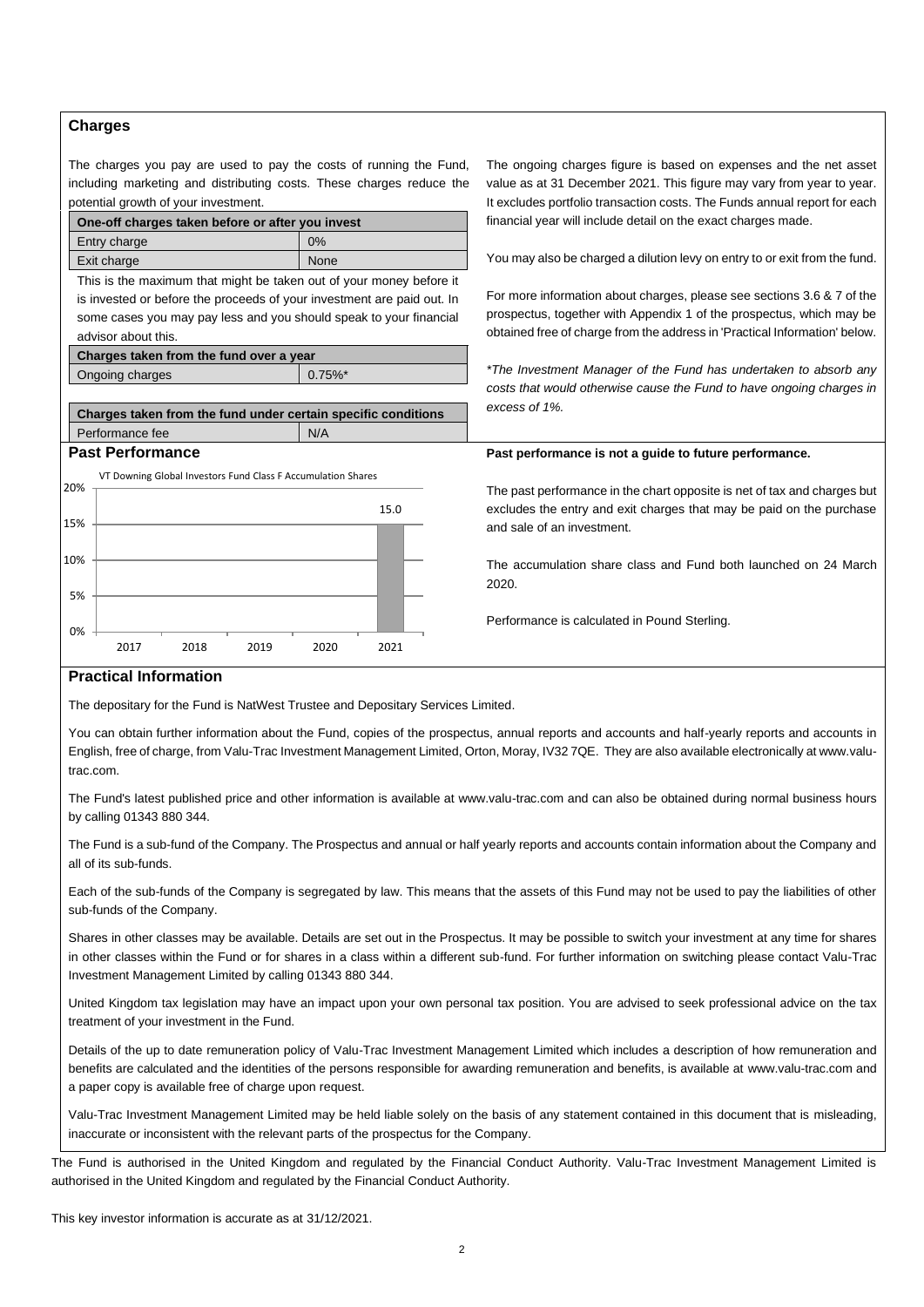## Charges

The charges you pay are used to pay the costs of running the Fund, including marketing and distributing costs. These charges reduce the potential growth of your investment.

| One-off charges taken before or after you invest | |
|---|---|
| Entry charge | 0% |
| Exit charge | None |

This is the maximum that might be taken out of your money before it is invested or before the proceeds of your investment are paid out. In some cases you may pay less and you should speak to your financial advisor about this.

| Charges taken from the fund over a year | |
|---|---|
| Ongoing charges | 0.75%* |

| Charges taken from the fund under certain specific conditions | |
|---|---|
| Performance fee | N/A |

The ongoing charges figure is based on expenses and the net asset value as at 31 December 2021. This figure may vary from year to year. It excludes portfolio transaction costs. The Funds annual report for each financial year will include detail on the exact charges made.

You may also be charged a dilution levy on entry to or exit from the fund.

For more information about charges, please see sections 3.6 & 7 of the prospectus, together with Appendix 1 of the prospectus, which may be obtained free of charge from the address in 'Practical Information' below.

*\*The Investment Manager of the Fund has undertaken to absorb any costs that would otherwise cause the Fund to have ongoing charges in excess of 1%.*

## Past Performance

VT Downing Global Investors Fund Class F Accumulation Shares

20%
15%
10%
5%
0%

15.0

2017
2018
2019
2020
2021

**Past performance is not a guide to future performance.**

The past performance in the chart opposite is net of tax and charges but excludes the entry and exit charges that may be paid on the purchase and sale of an investment.

The accumulation share class and Fund both launched on 24 March 2020.

Performance is calculated in Pound Sterling.

## Practical Information

The depositary for the Fund is NatWest Trustee and Depositary Services Limited.

You can obtain further information about the Fund, copies of the prospectus, annual reports and accounts and half-yearly reports and accounts in English, free of charge, from Valu-Trac Investment Management Limited, Orton, Moray, IV32 7QE. They are also available electronically at www.valu-trac.com.

The Fund's latest published price and other information is available at www.valu-trac.com and can also be obtained during normal business hours by calling 01343 880 344.

The Fund is a sub-fund of the Company. The Prospectus and annual or half yearly reports and accounts contain information about the Company and all of its sub-funds.

Each of the sub-funds of the Company is segregated by law. This means that the assets of this Fund may not be used to pay the liabilities of other sub-funds of the Company.

Shares in other classes may be available. Details are set out in the Prospectus. It may be possible to switch your investment at any time for shares in other classes within the Fund or for shares in a class within a different sub-fund. For further information on switching please contact Valu-Trac Investment Management Limited by calling 01343 880 344.

United Kingdom tax legislation may have an impact upon your own personal tax position. You are advised to seek professional advice on the tax treatment of your investment in the Fund.

Details of the up to date remuneration policy of Valu-Trac Investment Management Limited which includes a description of how remuneration and benefits are calculated and the identities of the persons responsible for awarding remuneration and benefits, is available at www.valu-trac.com and a paper copy is available free of charge upon request.

Valu-Trac Investment Management Limited may be held liable solely on the basis of any statement contained in this document that is misleading, inaccurate or inconsistent with the relevant parts of the prospectus for the Company.

The Fund is authorised in the United Kingdom and regulated by the Financial Conduct Authority. Valu-Trac Investment Management Limited is authorised in the United Kingdom and regulated by the Financial Conduct Authority.

This key investor information is accurate as at 31/12/2021.